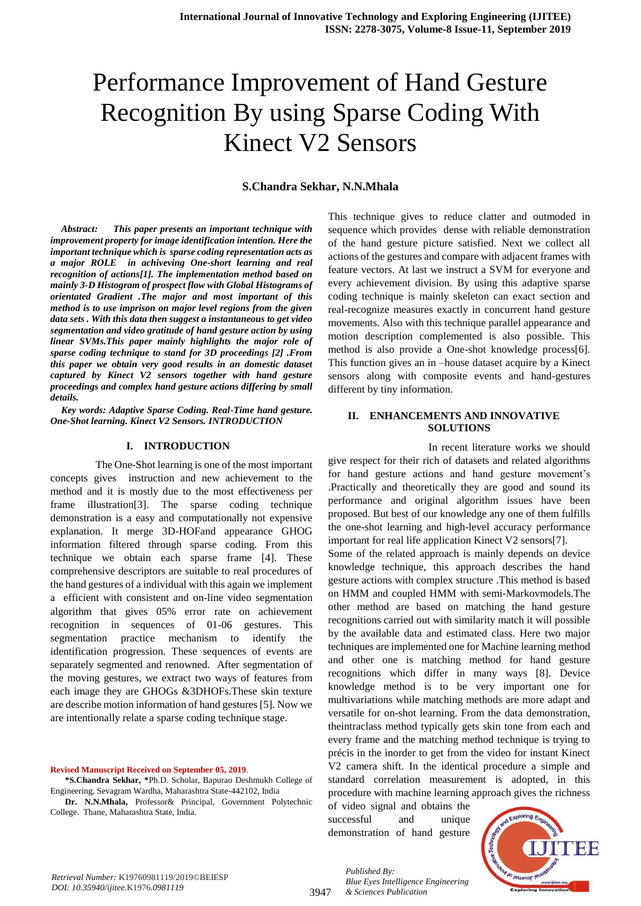# Performance Improvement of Hand Gesture Recognition By using Sparse Coding With Kinect V2 Sensors

**S.Chandra Sekhar, N.N.Mhala**

***Abstract: This paper presents an important technique with improvement property for image identification intention. Here the important technique which is sparse coding representation acts as a major ROLE in achiveing One-short learning and real recognition of actions[1]. The implementation method based on mainly 3-D Histogram of prospect flow with Global Histograms of orientated Gradient .The major and most important of this method is to use imprison on major level regions from the given data sets . With this data then suggest a instantaneous to get video segmentation and video gratitude of hand gesture action by using linear SVMs.This paper mainly highlights the major role of sparse coding technique to stand for 3D proceedings [2] .From this paper we obtain very good results in an domestic dataset captured by Kinect V2 sensors together with hand gesture proceedings and complex hand gesture actions differing by small details.***

***Key words: Adaptive Sparse Coding. Real-Time hand gesture. One-Shot learning. Kinect V2 Sensors. INTRODUCTION***

## I. INTRODUCTION

The One-Shot learning is one of the most important concepts gives instruction and new achievement to the method and it is mostly due to the most effectiveness per frame illustration[3]. The sparse coding technique demonstration is a easy and computationally not expensive explanation. It merge 3D-HOFand appearance GHOG information filtered through sparse coding. From this technique we obtain each sparse frame [4]. These comprehensive descriptors are suitable to real procedures of the hand gestures of a individual with this again we implement a efficient with consistent and on-line video segmentation algorithm that gives 05% error rate on achievement recognition in sequences of 01-06 gestures. This segmentation practice mechanism to identify the identification progression. These sequences of events are separately segmented and renowned. After segmentation of the moving gestures, we extract two ways of features from each image they are GHOGs &3DHOFs.These skin texture are describe motion information of hand gestures [5]. Now we are intentionally relate a sparse coding technique stage.

This technique gives to reduce clatter and outmoded in sequence which provides dense with reliable demonstration of the hand gesture picture satisfied. Next we collect all actions of the gestures and compare with adjacent frames with feature vectors. At last we instruct a SVM for everyone and every achievement division. By using this adaptive sparse coding technique is mainly skeleton can exact section and real-recognize measures exactly in concurrent hand gesture movements. Also with this technique parallel appearance and motion description complemented is also possible. This method is also provide a One-shot knowledge process[6]. This function gives an in –house dataset acquire by a Kinect sensors along with composite events and hand-gestures different by tiny information.

## II. ENHANCEMENTS AND INNOVATIVE SOLUTIONS

In recent literature works we should give respect for their rich of datasets and related algorithms for hand gesture actions and hand gesture movement's .Practically and theoretically they are good and sound its performance and original algorithm issues have been proposed. But best of our knowledge any one of them fulfills the one-shot learning and high-level accuracy performance important for real life application Kinect V2 sensors[7].

Some of the related approach is mainly depends on device knowledge technique, this approach describes the hand gesture actions with complex structure .This method is based on HMM and coupled HMM with semi-Markovmodels.The other method are based on matching the hand gesture recognitions carried out with similarity match it will possible by the available data and estimated class. Here two major techniques are implemented one for Machine learning method and other one is matching method for hand gesture recognitions which differ in many ways [8]. Device knowledge method is to be very important one for multivariations while matching methods are more adapt and versatile for on-shot learning. From the data demonstration, theintraclass method typically gets skin tone from each and every frame and the matching method technique is trying to précis in the inorder to get from the video for instant Kinect V2 camera shift. In the identical procedure a simple and standard correlation measurement is adopted, in this procedure with machine learning approach gives the richness of video signal and obtains the successful and unique demonstration of hand gesture

**Revised Manuscript Received on September 05, 2019**.

**\*S.Chandra Sekhar, \***Ph.D. Scholar, Bapurao Deshmukh College of Engineering, Sevagram Wardha, Maharashtra State-442102, India

**Dr. N.N.Mhala,** Professor& Principal, Government Polytechnic College. Thane, Maharashtra State, India.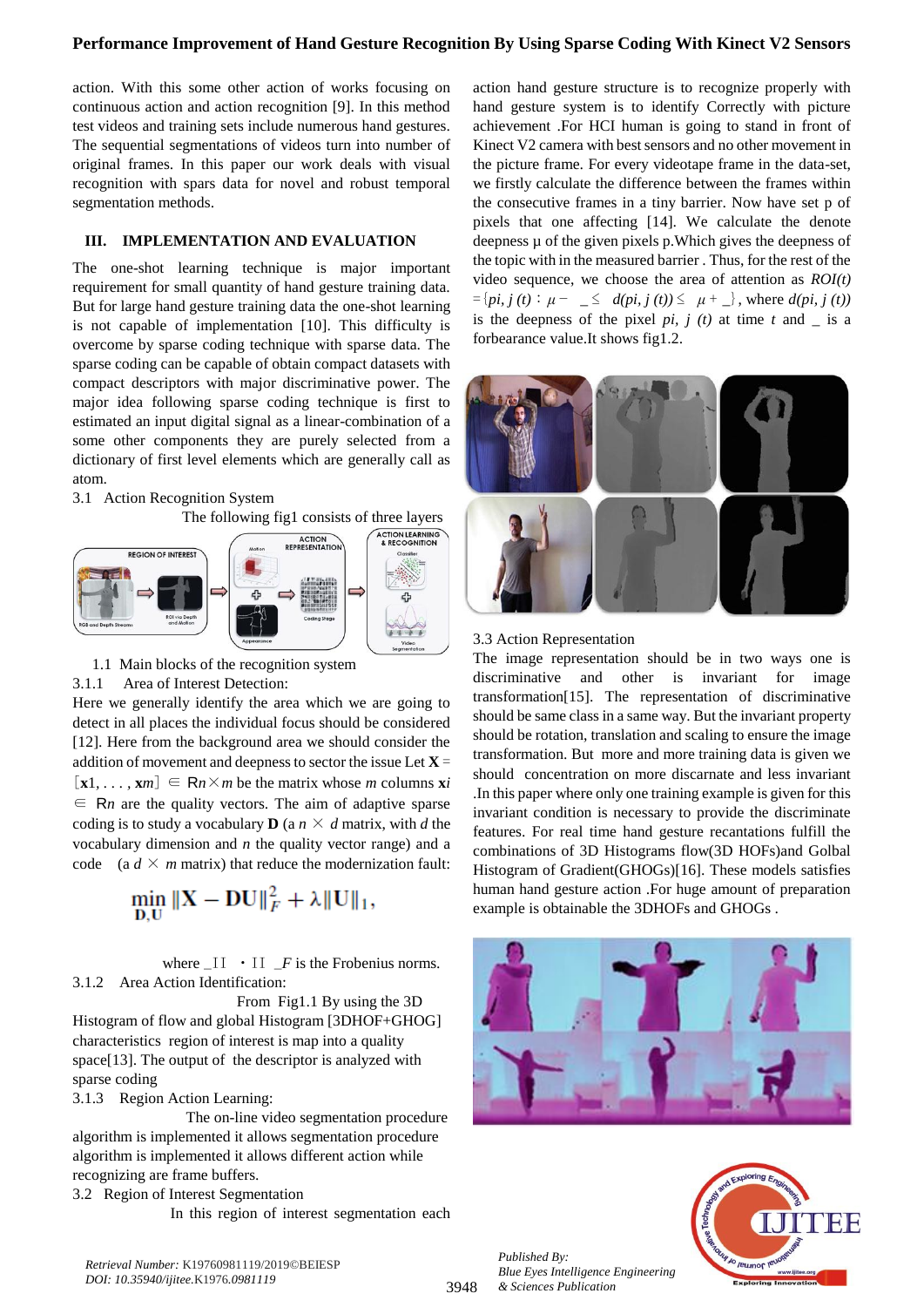action. With this some other action of works focusing on continuous action and action recognition [9]. In this method test videos and training sets include numerous hand gestures. The sequential segmentations of videos turn into number of original frames. In this paper our work deals with visual recognition with spars data for novel and robust temporal segmentation methods.

## III. IMPLEMENTATION AND EVALUATION

The one-shot learning technique is major important requirement for small quantity of hand gesture training data. But for large hand gesture training data the one-shot learning is not capable of implementation [10]. This difficulty is overcome by sparse coding technique with sparse data. The sparse coding can be capable of obtain compact datasets with compact descriptors with major discriminative power. The major idea following sparse coding technique is first to estimated an input digital signal as a linear-combination of a some other components they are purely selected from a dictionary of first level elements which are generally call as atom.

3.1 Action Recognition System

The following fig1 consists of three layers

1.1 Main blocks of the recognition system

3.1.1 Area of Interest Detection:

Here we generally identify the area which we are going to detect in all places the individual focus should be considered [12]. Here from the background area we should consider the addition of movement and deepness to sector the issue Let $\mathbf{X} = [\mathbf{x}1, \ldots, \mathbf{x}m] \in \mathrm{R}n \times m$ be the matrix whose $m$ columns $\mathbf{x}i \in \mathrm{R}n$ are the quality vectors. The aim of adaptive sparse coding is to study a vocabulary $\mathbf{D}$ (a $n \times d$ matrix, with $d$ the vocabulary dimension and $n$ the quality vector range) and a code (a $d \times m$ matrix) that reduce the modernization fault:

$$\min_{\mathbf{D},\mathbf{U}} \|\mathbf{X} - \mathbf{D}\mathbf{U}\|_F^2 + \lambda \|\mathbf{U}\|_1,$$

where $\_\text{II} \cdot \text{II} \_F$ is the Frobenius norms.

3.1.2 Area Action Identification:

From Fig1.1 By using the 3D Histogram of flow and global Histogram [3DHOF+GHOG] characteristics region of interest is map into a quality space[13]. The output of the descriptor is analyzed with sparse coding

3.1.3 Region Action Learning:

The on-line video segmentation procedure algorithm is implemented it allows segmentation procedure algorithm is implemented it allows different action while recognizing are frame buffers.

3.2 Region of Interest Segmentation

In this region of interest segmentation each action hand gesture structure is to recognize properly with hand gesture system is to identify Correctly with picture achievement .For HCI human is going to stand in front of Kinect V2 camera with best sensors and no other movement in the picture frame. For every videotape frame in the data-set, we firstly calculate the difference between the frames within the consecutive frames in a tiny barrier. Now have set p of pixels that one affecting [14]. We calculate the denote deepness µ of the given pixels p.Which gives the deepness of the topic with in the measured barrier . Thus, for the rest of the video sequence, we choose the area of attention as *ROI(t)* $= \{pi, j\,(t) : \mu - \_ \leq d(pi, j\,(t)) \leq \mu + \_\}$, where *d(pi, j (t))* is the deepness of the pixel *pi, j (t)* at time *t* and _ is a forbearance value.It shows fig1.2.

3.3 Action Representation

The image representation should be in two ways one is discriminative and other is invariant for image transformation[15]. The representation of discriminative should be same class in a same way. But the invariant property should be rotation, translation and scaling to ensure the image transformation. But more and more training data is given we should concentration on more discarnate and less invariant .In this paper where only one training example is given for this invariant condition is necessary to provide the discriminate features. For real time hand gesture recantations fulfill the combinations of 3D Histograms flow(3D HOFs)and Golbal Histogram of Gradient(GHOGs)[16]. These models satisfies human hand gesture action .For huge amount of preparation example is obtainable the 3DHOFs and GHOGs .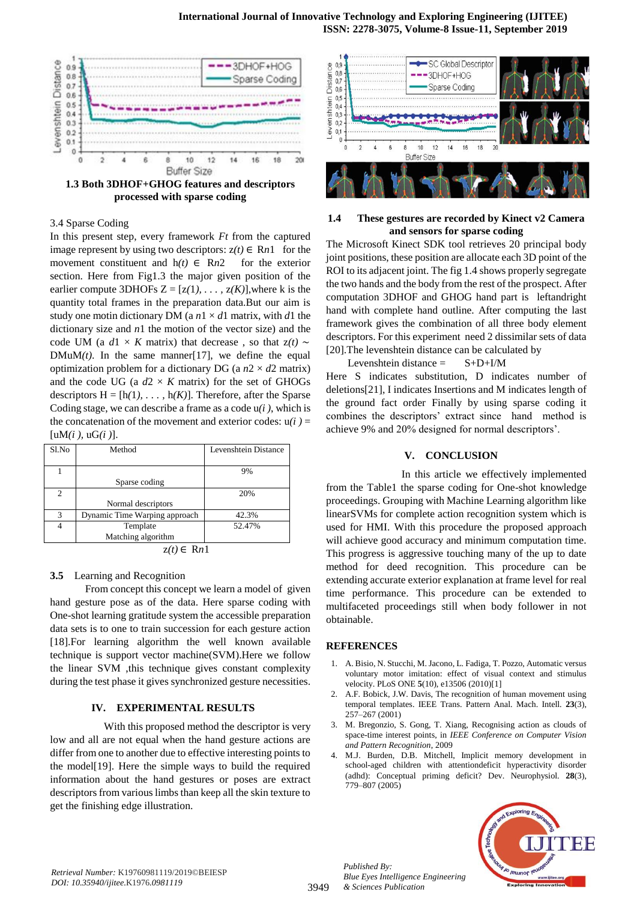**1.3 Both 3DHOF+GHOG features and descriptors processed with sparse coding**

3.4 Sparse Coding

In this present step, every framework $Ft$ from the captured image represent by using two descriptors: $z(t) \in Rn1$ for the movement constituent and $h(t) \in Rn2$ for the exterior section. Here from Fig1.3 the major given position of the earlier compute 3DHOFs $Z = [z(1), \ldots , z(K)]$,where k is the quantity total frames in the preparation data.But our aim is study one motin dictionary DM (a $n1 \times d1$ matrix, with $d1$ the dictionary size and $n1$ the motion of the vector size) and the code UM (a $d1 \times K$ matrix) that decrease , so that $z(t) \sim$ DMuM$(t)$. In the same manner[17], we define the equal optimization problem for a dictionary DG (a $n2 \times d2$ matrix) and the code UG (a $d2 \times K$ matrix) for the set of GHOGs descriptors $H = [h(1), \ldots , h(K)]$. Therefore, after the Sparse Coding stage, we can describe a frame as a code $u(i)$, which is the concatenation of the movement and exterior codes: $u(i) = [uM(i), uG(i)]$.

| Sl.No | Method | Levenshtein Distance |
|---|---|---|
| 1 | Sparse coding | 9% |
| 2 | Normal descriptors | 20% |
| 3 | Dynamic Time Warping approach | 42.3% |
| 4 | Template Matching algorithm | 52.47% |

$z(t) \in Rn1$

**3.5** Learning and Recognition

From concept this concept we learn a model of given hand gesture pose as of the data. Here sparse coding with One-shot learning gratitude system the accessible preparation data sets is to one to train succession for each gesture action [18].For learning algorithm the well known available technique is support vector machine(SVM).Here we follow the linear SVM ,this technique gives constant complexity during the test phase it gives synchronized gesture necessities.

## IV. EXPERIMENTAL RESULTS

With this proposed method the descriptor is very low and all are not equal when the hand gesture actions are differ from one to another due to effective interesting points to the model[19]. Here the simple ways to build the required information about the hand gestures or poses are extract descriptors from various limbs than keep all the skin texture to get the finishing edge illustration.

**1.4 These gestures are recorded by Kinect v2 Camera and sensors for sparse coding**

The Microsoft Kinect SDK tool retrieves 20 principal body joint positions, these position are allocate each 3D point of the ROI to its adjacent joint. The fig 1.4 shows properly segregate the two hands and the body from the rest of the prospect. After computation 3DHOF and GHOG hand part is leftandright hand with complete hand outline. After computing the last framework gives the combination of all three body element descriptors. For this experiment need 2 dissimilar sets of data [20].The levenshtein distance can be calculated by

Levenshtein distance = S+D+I/M

Here S indicates substitution, D indicates number of deletions[21], I indicates Insertions and M indicates length of the ground fact order Finally by using sparse coding it combines the descriptors' extract since hand method is achieve 9% and 20% designed for normal descriptors'.

## V. CONCLUSION

In this article we effectively implemented from the Table1 the sparse coding for One-shot knowledge proceedings. Grouping with Machine Learning algorithm like linearSVMs for complete action recognition system which is used for HMI. With this procedure the proposed approach will achieve good accuracy and minimum computation time. This progress is aggressive touching many of the up to date method for deed recognition. This procedure can be extending accurate exterior explanation at frame level for real time performance. This procedure can be extended to multifaceted proceedings still when body follower in not obtainable.

## REFERENCES

1. A. Bisio, N. Stucchi, M. Jacono, L. Fadiga, T. Pozzo, Automatic versus voluntary motor imitation: effect of visual context and stimulus velocity. PLoS ONE **5**(10), e13506 (2010)[1]
2. A.F. Bobick, J.W. Davis, The recognition of human movement using temporal templates. IEEE Trans. Pattern Anal. Mach. Intell. **23**(3), 257–267 (2001)
3. M. Bregonzio, S. Gong, T. Xiang, Recognising action as clouds of space-time interest points, in *IEEE Conference on Computer Vision and Pattern Recognition*, 2009
4. M.J. Burden, D.B. Mitchell, Implicit memory development in school-aged children with attentiondeficit hyperactivity disorder (adhd): Conceptual priming deficit? Dev. Neurophysiol. **28**(3), 779–807 (2005)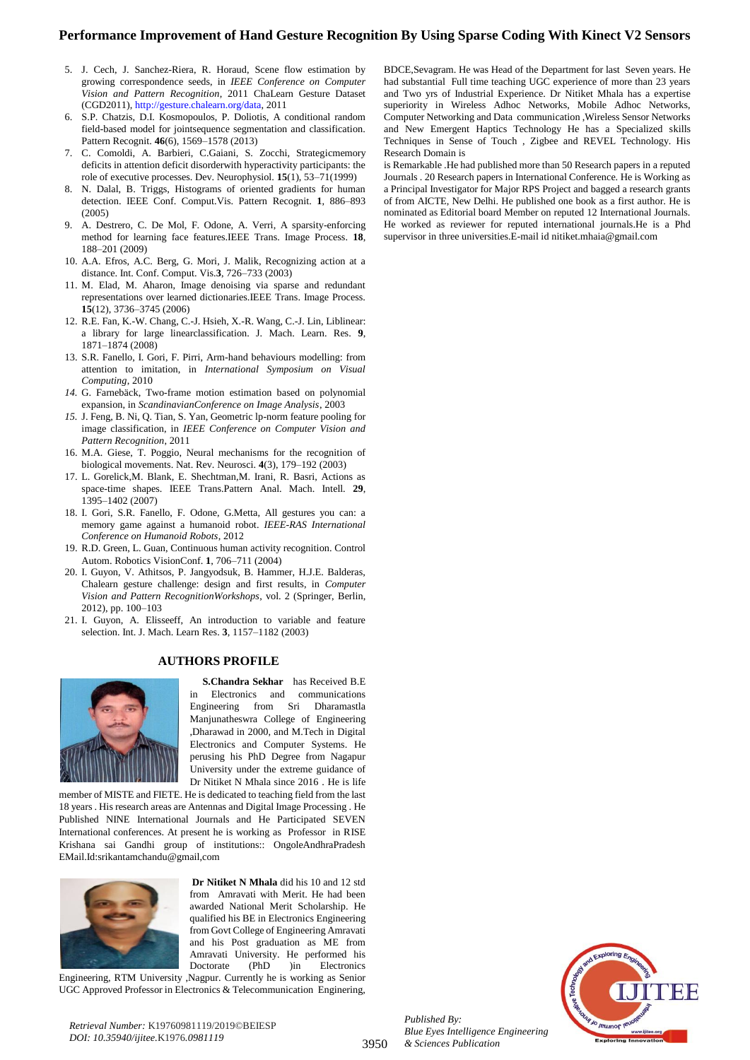5. J. Cech, J. Sanchez-Riera, R. Horaud, Scene flow estimation by growing correspondence seeds, in *IEEE Conference on Computer Vision and Pattern Recognition*, 2011 ChaLearn Gesture Dataset (CGD2011), http://gesture.chalearn.org/data, 2011
6. S.P. Chatzis, D.I. Kosmopoulos, P. Doliotis, A conditional random field-based model for jointsequence segmentation and classification. Pattern Recognit. **46**(6), 1569–1578 (2013)
7. C. Comoldi, A. Barbieri, C.Gaiani, S. Zocchi, Strategicmemory deficits in attention deficit disorderwith hyperactivity participants: the role of executive processes. Dev. Neurophysiol. **15**(1), 53–71(1999)
8. N. Dalal, B. Triggs, Histograms of oriented gradients for human detection. IEEE Conf. Comput.Vis. Pattern Recognit. **1**, 886–893 (2005)
9. A. Destrero, C. De Mol, F. Odone, A. Verri, A sparsity-enforcing method for learning face features.IEEE Trans. Image Process. **18**, 188–201 (2009)
10. A.A. Efros, A.C. Berg, G. Mori, J. Malik, Recognizing action at a distance. Int. Conf. Comput. Vis.**3**, 726–733 (2003)
11. M. Elad, M. Aharon, Image denoising via sparse and redundant representations over learned dictionaries.IEEE Trans. Image Process. **15**(12), 3736–3745 (2006)
12. R.E. Fan, K.-W. Chang, C.-J. Hsieh, X.-R. Wang, C.-J. Lin, Liblinear: a library for large linearclassification. J. Mach. Learn. Res. **9**, 1871–1874 (2008)
13. S.R. Fanello, I. Gori, F. Pirri, Arm-hand behaviours modelling: from attention to imitation, in *International Symposium on Visual Computing*, 2010
14. G. Farnebäck, Two-frame motion estimation based on polynomial expansion, in *ScandinavianConference on Image Analysis*, 2003
15. J. Feng, B. Ni, Q. Tian, S. Yan, Geometric lp-norm feature pooling for image classification, in *IEEE Conference on Computer Vision and Pattern Recognition*, 2011
16. M.A. Giese, T. Poggio, Neural mechanisms for the recognition of biological movements. Nat. Rev. Neurosci. **4**(3), 179–192 (2003)
17. L. Gorelick,M. Blank, E. Shechtman,M. Irani, R. Basri, Actions as space-time shapes. IEEE Trans.Pattern Anal. Mach. Intell. **29**, 1395–1402 (2007)
18. I. Gori, S.R. Fanello, F. Odone, G.Metta, All gestures you can: a memory game against a humanoid robot. *IEEE-RAS International Conference on Humanoid Robots*, 2012
19. R.D. Green, L. Guan, Continuous human activity recognition. Control Autom. Robotics VisionConf. **1**, 706–711 (2004)
20. I. Guyon, V. Athitsos, P. Jangyodsuk, B. Hammer, H.J.E. Balderas, Chalearn gesture challenge: design and first results, in *Computer Vision and Pattern RecognitionWorkshops*, vol. 2 (Springer, Berlin, 2012), pp. 100–103
21. I. Guyon, A. Elisseeff, An introduction to variable and feature selection. Int. J. Mach. Learn Res. **3**, 1157–1182 (2003)

## AUTHORS PROFILE

**S.Chandra Sekhar** has Received B.E in Electronics and communications Engineering from Sri Dharamastla Manjunatheswra College of Engineering ,Dharawad in 2000, and M.Tech in Digital Electronics and Computer Systems. He perusing his PhD Degree from Nagapur University under the extreme guidance of Dr Nitiket N Mhala since 2016 . He is life member of MISTE and FIETE. He is dedicated to teaching field from the last 18 years . His research areas are Antennas and Digital Image Processing . He Published NINE International Journals and He Participated SEVEN International conferences. At present he is working as Professor in RISE Krishana sai Gandhi group of institutions:: OngoleAndhraPradesh EMail.Id:srikantamchandu@gmail,com

**Dr Nitiket N Mhala** did his 10 and 12 std from Amravati with Merit. He had been awarded National Merit Scholarship. He qualified his BE in Electronics Engineering from Govt College of Engineering Amravati and his Post graduation as ME from Amravati University. He performed his Doctorate (PhD )in Electronics Engineering, RTM University ,Nagpur. Currently he is working as Senior UGC Approved Professor in Electronics & Telecommunication Enginering, BDCE,Sevagram. He was Head of the Department for last Seven years. He had substantial Full time teaching UGC experience of more than 23 years and Two yrs of Industrial Experience. Dr Nitiket Mhala has a expertise superiority in Wireless Adhoc Networks, Mobile Adhoc Networks, Computer Networking and Data communication ,Wireless Sensor Networks and New Emergent Haptics Technology He has a Specialized skills Techniques in Sense of Touch , Zigbee and REVEL Technology. His Research Domain is

is Remarkable .He had published more than 50 Research papers in a reputed Journals . 20 Research papers in International Conference. He is Working as a Principal Investigator for Major RPS Project and bagged a research grants of from AICTE, New Delhi. He published one book as a first author. He is nominated as Editorial board Member on reputed 12 International Journals. He worked as reviewer for reputed international journals.He is a Phd supervisor in three universities.E-mail id nitiket.mhaia@gmail.com